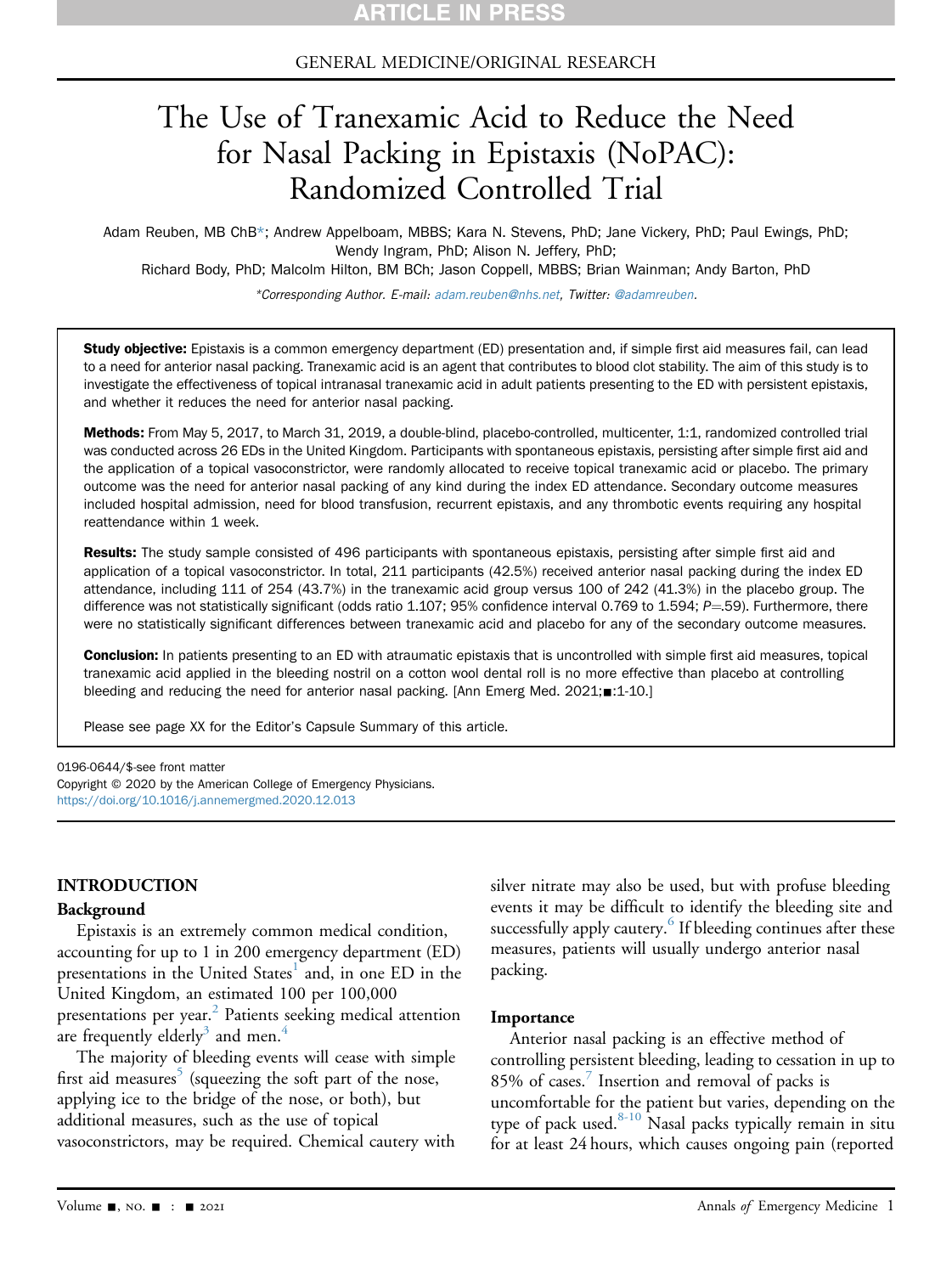GENERAL MEDICINE/ORIGINAL RESEARCH

# The Use of Tranexamic Acid to Reduce the Need for Nasal Packing in Epistaxis (NoPAC): Randomized Controlled Trial

Adam Reuben, MB ChB*; Andrew Appelboam, MBBS; Kara N. Stevens, PhD; Jane Vickery, PhD; Paul Ewings, PhD; Wendy Ingram, PhD; Alison N. Jeffery, PhD; Richard Body, PhD; Malcolm Hilton, BM BCh; Jason Coppell, MBBS; Brian Wainman; Andy Barton, PhD

*Corresponding Author. E-mail: adam.reuben@nhs.net, Twitter: @adamreuben.

**Study objective:** Epistaxis is a common emergency department (ED) presentation and, if simple first aid measures fail, can lead to a need for anterior nasal packing. Tranexamic acid is an agent that contributes to blood clot stability. The aim of this study is to investigate the effectiveness of topical intranasal tranexamic acid in adult patients presenting to the ED with persistent epistaxis, and whether it reduces the need for anterior nasal packing.

**Methods:** From May 5, 2017, to March 31, 2019, a double-blind, placebo-controlled, multicenter, 1:1, randomized controlled trial was conducted across 26 EDs in the United Kingdom. Participants with spontaneous epistaxis, persisting after simple first aid and the application of a topical vasoconstrictor, were randomly allocated to receive topical tranexamic acid or placebo. The primary outcome was the need for anterior nasal packing of any kind during the index ED attendance. Secondary outcome measures included hospital admission, need for blood transfusion, recurrent epistaxis, and any thrombotic events requiring any hospital reattendance within 1 week.

**Results:** The study sample consisted of 496 participants with spontaneous epistaxis, persisting after simple first aid and application of a topical vasoconstrictor. In total, 211 participants (42.5%) received anterior nasal packing during the index ED attendance, including 111 of 254 (43.7%) in the tranexamic acid group versus 100 of 242 (41.3%) in the placebo group. The difference was not statistically significant (odds ratio 1.107; 95% confidence interval 0.769 to 1.594; $P=.59$). Furthermore, there were no statistically significant differences between tranexamic acid and placebo for any of the secondary outcome measures.

**Conclusion:** In patients presenting to an ED with atraumatic epistaxis that is uncontrolled with simple first aid measures, topical tranexamic acid applied in the bleeding nostril on a cotton wool dental roll is no more effective than placebo at controlling bleeding and reducing the need for anterior nasal packing. [Ann Emerg Med. 2021;■:1-10.]

Please see page XX for the Editor's Capsule Summary of this article.

0196-0644/$-see front matter
Copyright © 2020 by the American College of Emergency Physicians.
https://doi.org/10.1016/j.annemergmed.2020.12.013

## INTRODUCTION

### Background

Epistaxis is an extremely common medical condition, accounting for up to 1 in 200 emergency department (ED) presentations in the United States[1] and, in one ED in the United Kingdom, an estimated 100 per 100,000 presentations per year.[2] Patients seeking medical attention are frequently elderly[3] and men.[4]

The majority of bleeding events will cease with simple first aid measures[5] (squeezing the soft part of the nose, applying ice to the bridge of the nose, or both), but additional measures, such as the use of topical vasoconstrictors, may be required. Chemical cautery with silver nitrate may also be used, but with profuse bleeding events it may be difficult to identify the bleeding site and successfully apply cautery.[6] If bleeding continues after these measures, patients will usually undergo anterior nasal packing.

### Importance

Anterior nasal packing is an effective method of controlling persistent bleeding, leading to cessation in up to 85% of cases.[7] Insertion and removal of packs is uncomfortable for the patient but varies, depending on the type of pack used.[8-10] Nasal packs typically remain in situ for at least 24 hours, which causes ongoing pain (reported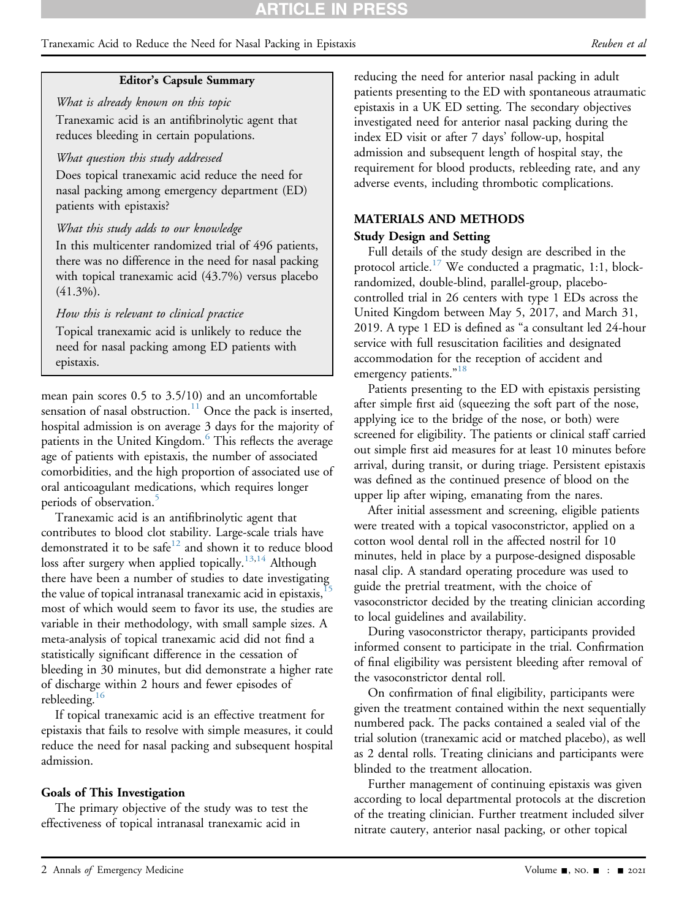**Editor's Capsule Summary**

*What is already known on this topic*

Tranexamic acid is an antifibrinolytic agent that reduces bleeding in certain populations.

*What question this study addressed*

Does topical tranexamic acid reduce the need for nasal packing among emergency department (ED) patients with epistaxis?

*What this study adds to our knowledge*

In this multicenter randomized trial of 496 patients, there was no difference in the need for nasal packing with topical tranexamic acid (43.7%) versus placebo (41.3%).

*How this is relevant to clinical practice*

Topical tranexamic acid is unlikely to reduce the need for nasal packing among ED patients with epistaxis.

mean pain scores 0.5 to 3.5/10) and an uncomfortable sensation of nasal obstruction.[11] Once the pack is inserted, hospital admission is on average 3 days for the majority of patients in the United Kingdom.[6] This reflects the average age of patients with epistaxis, the number of associated comorbidities, and the high proportion of associated use of oral anticoagulant medications, which requires longer periods of observation.[5]

Tranexamic acid is an antifibrinolytic agent that contributes to blood clot stability. Large-scale trials have demonstrated it to be safe[12] and shown it to reduce blood loss after surgery when applied topically.[13,14] Although there have been a number of studies to date investigating the value of topical intranasal tranexamic acid in epistaxis,[15] most of which would seem to favor its use, the studies are variable in their methodology, with small sample sizes. A meta-analysis of topical tranexamic acid did not find a statistically significant difference in the cessation of bleeding in 30 minutes, but did demonstrate a higher rate of discharge within 2 hours and fewer episodes of rebleeding.[16]

If topical tranexamic acid is an effective treatment for epistaxis that fails to resolve with simple measures, it could reduce the need for nasal packing and subsequent hospital admission.

### Goals of This Investigation

The primary objective of the study was to test the effectiveness of topical intranasal tranexamic acid in reducing the need for anterior nasal packing in adult patients presenting to the ED with spontaneous atraumatic epistaxis in a UK ED setting. The secondary objectives investigated need for anterior nasal packing during the index ED visit or after 7 days' follow-up, hospital admission and subsequent length of hospital stay, the requirement for blood products, rebleeding rate, and any adverse events, including thrombotic complications.

## MATERIALS AND METHODS

### Study Design and Setting

Full details of the study design are described in the protocol article.[17] We conducted a pragmatic, 1:1, block-randomized, double-blind, parallel-group, placebo-controlled trial in 26 centers with type 1 EDs across the United Kingdom between May 5, 2017, and March 31, 2019. A type 1 ED is defined as "a consultant led 24-hour service with full resuscitation facilities and designated accommodation for the reception of accident and emergency patients."[18]

Patients presenting to the ED with epistaxis persisting after simple first aid (squeezing the soft part of the nose, applying ice to the bridge of the nose, or both) were screened for eligibility. The patients or clinical staff carried out simple first aid measures for at least 10 minutes before arrival, during transit, or during triage. Persistent epistaxis was defined as the continued presence of blood on the upper lip after wiping, emanating from the nares.

After initial assessment and screening, eligible patients were treated with a topical vasoconstrictor, applied on a cotton wool dental roll in the affected nostril for 10 minutes, held in place by a purpose-designed disposable nasal clip. A standard operating procedure was used to guide the pretrial treatment, with the choice of vasoconstrictor decided by the treating clinician according to local guidelines and availability.

During vasoconstrictor therapy, participants provided informed consent to participate in the trial. Confirmation of final eligibility was persistent bleeding after removal of the vasoconstrictor dental roll.

On confirmation of final eligibility, participants were given the treatment contained within the next sequentially numbered pack. The packs contained a sealed vial of the trial solution (tranexamic acid or matched placebo), as well as 2 dental rolls. Treating clinicians and participants were blinded to the treatment allocation.

Further management of continuing epistaxis was given according to local departmental protocols at the discretion of the treating clinician. Further treatment included silver nitrate cautery, anterior nasal packing, or other topical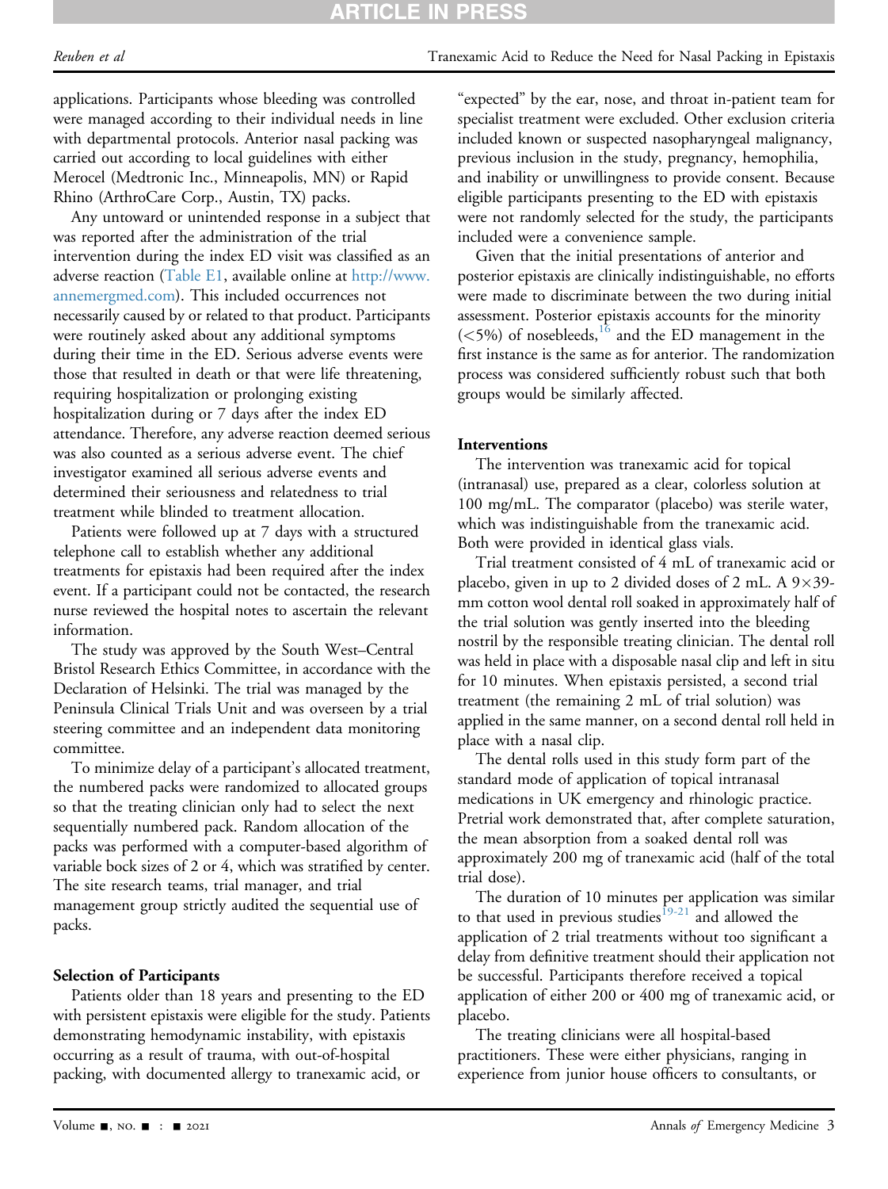applications. Participants whose bleeding was controlled were managed according to their individual needs in line with departmental protocols. Anterior nasal packing was carried out according to local guidelines with either Merocel (Medtronic Inc., Minneapolis, MN) or Rapid Rhino (ArthroCare Corp., Austin, TX) packs.

Any untoward or unintended response in a subject that was reported after the administration of the trial intervention during the index ED visit was classified as an adverse reaction (Table E1, available online at http://www.annemergmed.com). This included occurrences not necessarily caused by or related to that product. Participants were routinely asked about any additional symptoms during their time in the ED. Serious adverse events were those that resulted in death or that were life threatening, requiring hospitalization or prolonging existing hospitalization during or 7 days after the index ED attendance. Therefore, any adverse reaction deemed serious was also counted as a serious adverse event. The chief investigator examined all serious adverse events and determined their seriousness and relatedness to trial treatment while blinded to treatment allocation.

Patients were followed up at 7 days with a structured telephone call to establish whether any additional treatments for epistaxis had been required after the index event. If a participant could not be contacted, the research nurse reviewed the hospital notes to ascertain the relevant information.

The study was approved by the South West–Central Bristol Research Ethics Committee, in accordance with the Declaration of Helsinki. The trial was managed by the Peninsula Clinical Trials Unit and was overseen by a trial steering committee and an independent data monitoring committee.

To minimize delay of a participant's allocated treatment, the numbered packs were randomized to allocated groups so that the treating clinician only had to select the next sequentially numbered pack. Random allocation of the packs was performed with a computer-based algorithm of variable bock sizes of 2 or 4, which was stratified by center. The site research teams, trial manager, and trial management group strictly audited the sequential use of packs.

### Selection of Participants

Patients older than 18 years and presenting to the ED with persistent epistaxis were eligible for the study. Patients demonstrating hemodynamic instability, with epistaxis occurring as a result of trauma, with out-of-hospital packing, with documented allergy to tranexamic acid, or "expected" by the ear, nose, and throat in-patient team for specialist treatment were excluded. Other exclusion criteria included known or suspected nasopharyngeal malignancy, previous inclusion in the study, pregnancy, hemophilia, and inability or unwillingness to provide consent. Because eligible participants presenting to the ED with epistaxis were not randomly selected for the study, the participants included were a convenience sample.

Given that the initial presentations of anterior and posterior epistaxis are clinically indistinguishable, no efforts were made to discriminate between the two during initial assessment. Posterior epistaxis accounts for the minority (<5%) of nosebleeds,[16] and the ED management in the first instance is the same as for anterior. The randomization process was considered sufficiently robust such that both groups would be similarly affected.

### Interventions

The intervention was tranexamic acid for topical (intranasal) use, prepared as a clear, colorless solution at 100 mg/mL. The comparator (placebo) was sterile water, which was indistinguishable from the tranexamic acid. Both were provided in identical glass vials.

Trial treatment consisted of 4 mL of tranexamic acid or placebo, given in up to 2 divided doses of 2 mL. A 9×39-mm cotton wool dental roll soaked in approximately half of the trial solution was gently inserted into the bleeding nostril by the responsible treating clinician. The dental roll was held in place with a disposable nasal clip and left in situ for 10 minutes. When epistaxis persisted, a second trial treatment (the remaining 2 mL of trial solution) was applied in the same manner, on a second dental roll held in place with a nasal clip.

The dental rolls used in this study form part of the standard mode of application of topical intranasal medications in UK emergency and rhinologic practice. Pretrial work demonstrated that, after complete saturation, the mean absorption from a soaked dental roll was approximately 200 mg of tranexamic acid (half of the total trial dose).

The duration of 10 minutes per application was similar to that used in previous studies[19-21] and allowed the application of 2 trial treatments without too significant a delay from definitive treatment should their application not be successful. Participants therefore received a topical application of either 200 or 400 mg of tranexamic acid, or placebo.

The treating clinicians were all hospital-based practitioners. These were either physicians, ranging in experience from junior house officers to consultants, or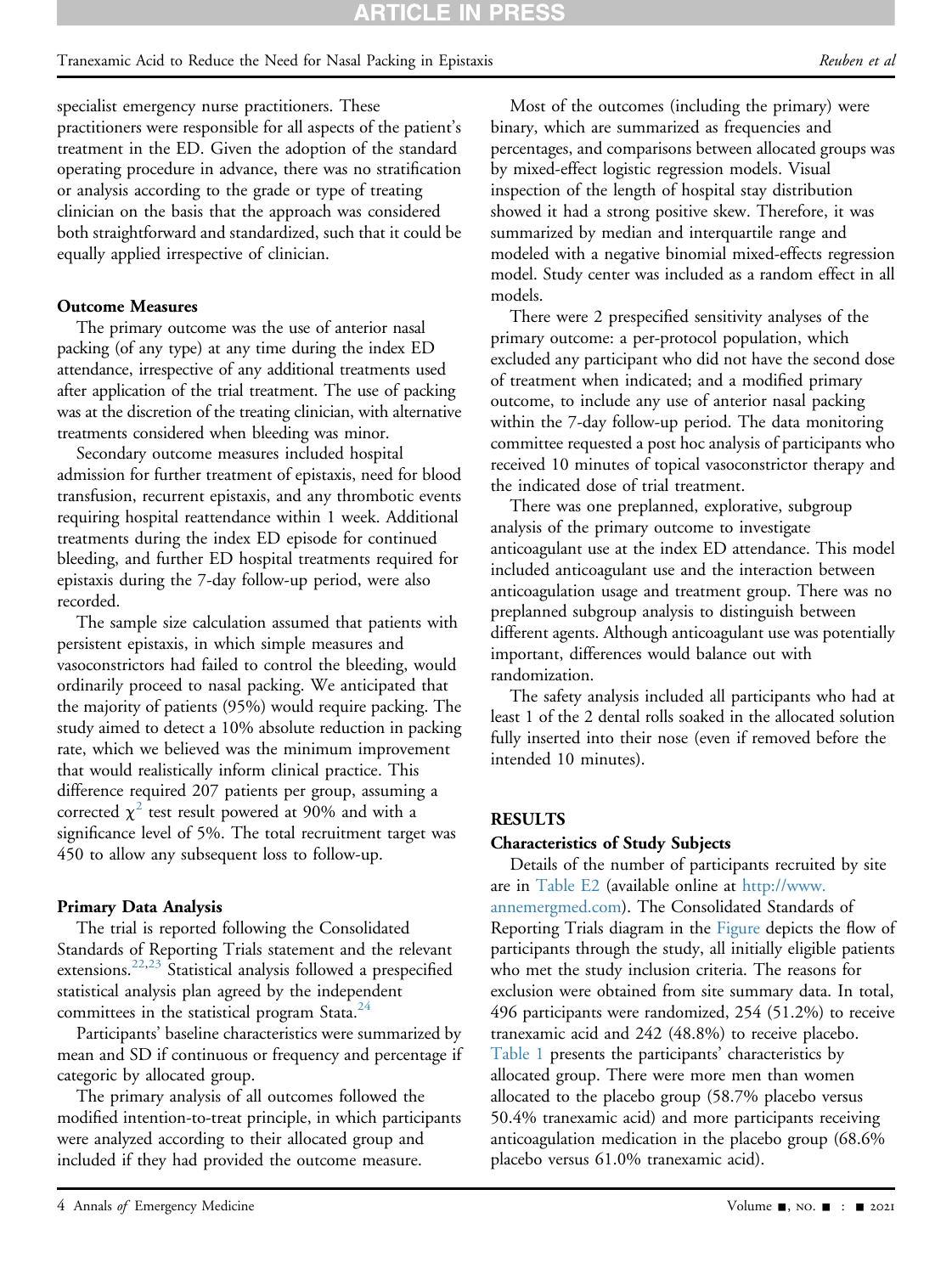specialist emergency nurse practitioners. These practitioners were responsible for all aspects of the patient's treatment in the ED. Given the adoption of the standard operating procedure in advance, there was no stratification or analysis according to the grade or type of treating clinician on the basis that the approach was considered both straightforward and standardized, such that it could be equally applied irrespective of clinician.

### Outcome Measures

The primary outcome was the use of anterior nasal packing (of any type) at any time during the index ED attendance, irrespective of any additional treatments used after application of the trial treatment. The use of packing was at the discretion of the treating clinician, with alternative treatments considered when bleeding was minor.

Secondary outcome measures included hospital admission for further treatment of epistaxis, need for blood transfusion, recurrent epistaxis, and any thrombotic events requiring hospital reattendance within 1 week. Additional treatments during the index ED episode for continued bleeding, and further ED hospital treatments required for epistaxis during the 7-day follow-up period, were also recorded.

The sample size calculation assumed that patients with persistent epistaxis, in which simple measures and vasoconstrictors had failed to control the bleeding, would ordinarily proceed to nasal packing. We anticipated that the majority of patients (95%) would require packing. The study aimed to detect a 10% absolute reduction in packing rate, which we believed was the minimum improvement that would realistically inform clinical practice. This difference required 207 patients per group, assuming a corrected $\chi^2$ test result powered at 90% and with a significance level of 5%. The total recruitment target was 450 to allow any subsequent loss to follow-up.

### Primary Data Analysis

The trial is reported following the Consolidated Standards of Reporting Trials statement and the relevant extensions.[22,23] Statistical analysis followed a prespecified statistical analysis plan agreed by the independent committees in the statistical program Stata.[24]

Participants' baseline characteristics were summarized by mean and SD if continuous or frequency and percentage if categoric by allocated group.

The primary analysis of all outcomes followed the modified intention-to-treat principle, in which participants were analyzed according to their allocated group and included if they had provided the outcome measure.

Most of the outcomes (including the primary) were binary, which are summarized as frequencies and percentages, and comparisons between allocated groups was by mixed-effect logistic regression models. Visual inspection of the length of hospital stay distribution showed it had a strong positive skew. Therefore, it was summarized by median and interquartile range and modeled with a negative binomial mixed-effects regression model. Study center was included as a random effect in all models.

There were 2 prespecified sensitivity analyses of the primary outcome: a per-protocol population, which excluded any participant who did not have the second dose of treatment when indicated; and a modified primary outcome, to include any use of anterior nasal packing within the 7-day follow-up period. The data monitoring committee requested a post hoc analysis of participants who received 10 minutes of topical vasoconstrictor therapy and the indicated dose of trial treatment.

There was one preplanned, explorative, subgroup analysis of the primary outcome to investigate anticoagulant use at the index ED attendance. This model included anticoagulant use and the interaction between anticoagulation usage and treatment group. There was no preplanned subgroup analysis to distinguish between different agents. Although anticoagulant use was potentially important, differences would balance out with randomization.

The safety analysis included all participants who had at least 1 of the 2 dental rolls soaked in the allocated solution fully inserted into their nose (even if removed before the intended 10 minutes).

## RESULTS

### Characteristics of Study Subjects

Details of the number of participants recruited by site are in Table E2 (available online at http://www.annemergmed.com). The Consolidated Standards of Reporting Trials diagram in the Figure depicts the flow of participants through the study, all initially eligible patients who met the study inclusion criteria. The reasons for exclusion were obtained from site summary data. In total, 496 participants were randomized, 254 (51.2%) to receive tranexamic acid and 242 (48.8%) to receive placebo. Table 1 presents the participants' characteristics by allocated group. There were more men than women allocated to the placebo group (58.7% placebo versus 50.4% tranexamic acid) and more participants receiving anticoagulation medication in the placebo group (68.6% placebo versus 61.0% tranexamic acid).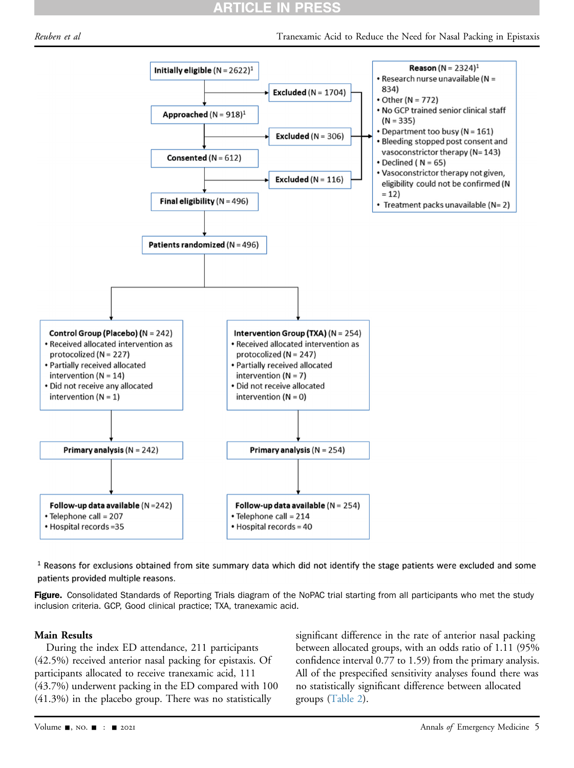**Initially eligible** (N = 2622)[1]

→ **Excluded** (N = 1704)

**Approached** (N = 918)[1]

→ **Excluded** (N = 306)

**Consented** (N = 612)

→ **Excluded** (N = 116)

**Final eligibility** (N = 496)

**Reason** (N = 2324)[1]
- Research nurse unavailable (N = 834)
- Other (N = 772)
- No GCP trained senior clinical staff (N = 335)
- Department too busy (N = 161)
- Bleeding stopped post consent and vasoconstrictor therapy (N= 143)
- Declined ( N = 65)
- Vasoconstrictor therapy not given, eligibility could not be confirmed (N = 12)
- Treatment packs unavailable (N= 2)

**Patients randomized** (N = 496)

**Control Group (Placebo)** (N = 242)
- Received allocated intervention as protocolized (N = 227)
- Partially received allocated intervention (N = 14)
- Did not receive any allocated intervention (N = 1)

**Intervention Group (TXA)** (N = 254)
- Received allocated intervention as protocolized (N = 247)
- Partially received allocated intervention (N = 7)
- Did not receive allocated intervention (N = 0)

**Primary analysis** (N = 242)

**Primary analysis** (N = 254)

**Follow-up data available** (N =242)
- Telephone call = 207
- Hospital records =35

**Follow-up data available** (N = 254)
- Telephone call = 214
- Hospital records = 40

[1] Reasons for exclusions obtained from site summary data which did not identify the stage patients were excluded and some patients provided multiple reasons.

**Figure.** Consolidated Standards of Reporting Trials diagram of the NoPAC trial starting from all participants who met the study inclusion criteria. GCP, Good clinical practice; TXA, tranexamic acid.

### Main Results

During the index ED attendance, 211 participants (42.5%) received anterior nasal packing for epistaxis. Of participants allocated to receive tranexamic acid, 111 (43.7%) underwent packing in the ED compared with 100 (41.3%) in the placebo group. There was no statistically significant difference in the rate of anterior nasal packing between allocated groups, with an odds ratio of 1.11 (95% confidence interval 0.77 to 1.59) from the primary analysis. All of the prespecified sensitivity analyses found there was no statistically significant difference between allocated groups (Table 2).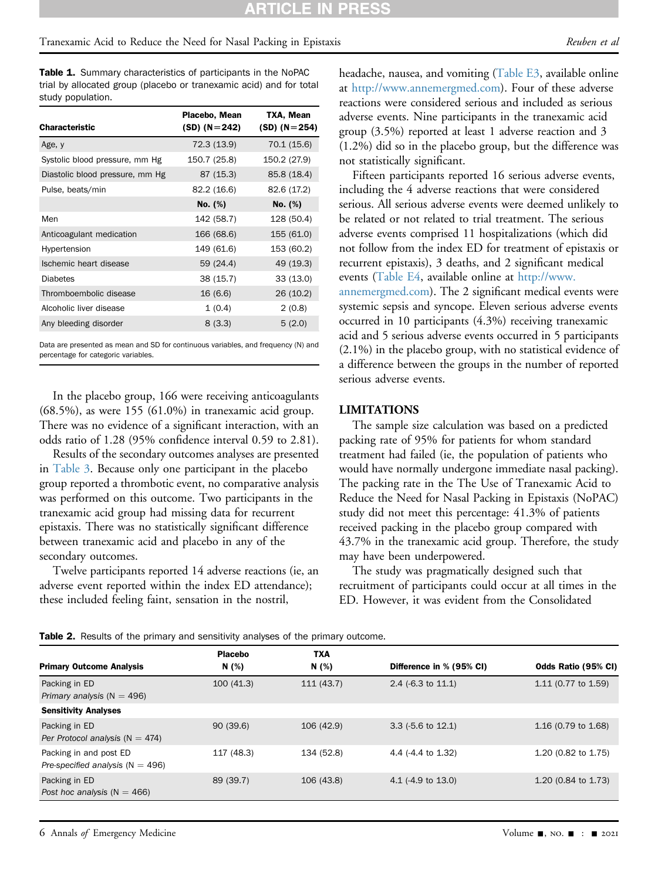**Table 1.** Summary characteristics of participants in the NoPAC trial by allocated group (placebo or tranexamic acid) and for total study population.

| Characteristic | Placebo, Mean (SD) (N=242) | TXA, Mean (SD) (N=254) |
|---|---|---|
| Age, y | 72.3 (13.9) | 70.1 (15.6) |
| Systolic blood pressure, mm Hg | 150.7 (25.8) | 150.2 (27.9) |
| Diastolic blood pressure, mm Hg | 87 (15.3) | 85.8 (18.4) |
| Pulse, beats/min | 82.2 (16.6) | 82.6 (17.2) |
| | **No. (%)** | **No. (%)** |
| Men | 142 (58.7) | 128 (50.4) |
| Anticoagulant medication | 166 (68.6) | 155 (61.0) |
| Hypertension | 149 (61.6) | 153 (60.2) |
| Ischemic heart disease | 59 (24.4) | 49 (19.3) |
| Diabetes | 38 (15.7) | 33 (13.0) |
| Thromboembolic disease | 16 (6.6) | 26 (10.2) |
| Alcoholic liver disease | 1 (0.4) | 2 (0.8) |
| Any bleeding disorder | 8 (3.3) | 5 (2.0) |

Data are presented as mean and SD for continuous variables, and frequency (N) and percentage for categoric variables.

In the placebo group, 166 were receiving anticoagulants (68.5%), as were 155 (61.0%) in tranexamic acid group. There was no evidence of a significant interaction, with an odds ratio of 1.28 (95% confidence interval 0.59 to 2.81).

Results of the secondary outcomes analyses are presented in Table 3. Because only one participant in the placebo group reported a thrombotic event, no comparative analysis was performed on this outcome. Two participants in the tranexamic acid group had missing data for recurrent epistaxis. There was no statistically significant difference between tranexamic acid and placebo in any of the secondary outcomes.

Twelve participants reported 14 adverse reactions (ie, an adverse event reported within the index ED attendance); these included feeling faint, sensation in the nostril, headache, nausea, and vomiting (Table E3, available online at http://www.annemergmed.com). Four of these adverse reactions were considered serious and included as serious adverse events. Nine participants in the tranexamic acid group (3.5%) reported at least 1 adverse reaction and 3 (1.2%) did so in the placebo group, but the difference was not statistically significant.

Fifteen participants reported 16 serious adverse events, including the 4 adverse reactions that were considered serious. All serious adverse events were deemed unlikely to be related or not related to trial treatment. The serious adverse events comprised 11 hospitalizations (which did not follow from the index ED for treatment of epistaxis or recurrent epistaxis), 3 deaths, and 2 significant medical events (Table E4, available online at http://www.annemergmed.com). The 2 significant medical events were systemic sepsis and syncope. Eleven serious adverse events occurred in 10 participants (4.3%) receiving tranexamic acid and 5 serious adverse events occurred in 5 participants (2.1%) in the placebo group, with no statistical evidence of a difference between the groups in the number of reported serious adverse events.

## LIMITATIONS

The sample size calculation was based on a predicted packing rate of 95% for patients for whom standard treatment had failed (ie, the population of patients who would have normally undergone immediate nasal packing). The packing rate in the The Use of Tranexamic Acid to Reduce the Need for Nasal Packing in Epistaxis (NoPAC) study did not meet this percentage: 41.3% of patients received packing in the placebo group compared with 43.7% in the tranexamic acid group. Therefore, the study may have been underpowered.

The study was pragmatically designed such that recruitment of participants could occur at all times in the ED. However, it was evident from the Consolidated

**Table 2.** Results of the primary and sensitivity analyses of the primary outcome.

| Primary Outcome Analysis | Placebo N (%) | TXA N (%) | Difference in % (95% CI) | Odds Ratio (95% CI) |
|---|---|---|---|---|
| Packing in ED *Primary analysis* (N = 496) | 100 (41.3) | 111 (43.7) | 2.4 (-6.3 to 11.1) | 1.11 (0.77 to 1.59) |
| **Sensitivity Analyses** | | | | |
| Packing in ED *Per Protocol analysis* (N = 474) | 90 (39.6) | 106 (42.9) | 3.3 (-5.6 to 12.1) | 1.16 (0.79 to 1.68) |
| Packing in and post ED *Pre-specified analysis* (N = 496) | 117 (48.3) | 134 (52.8) | 4.4 (-4.4 to 1.32) | 1.20 (0.82 to 1.75) |
| Packing in ED *Post hoc analysis* (N = 466) | 89 (39.7) | 106 (43.8) | 4.1 (-4.9 to 13.0) | 1.20 (0.84 to 1.73) |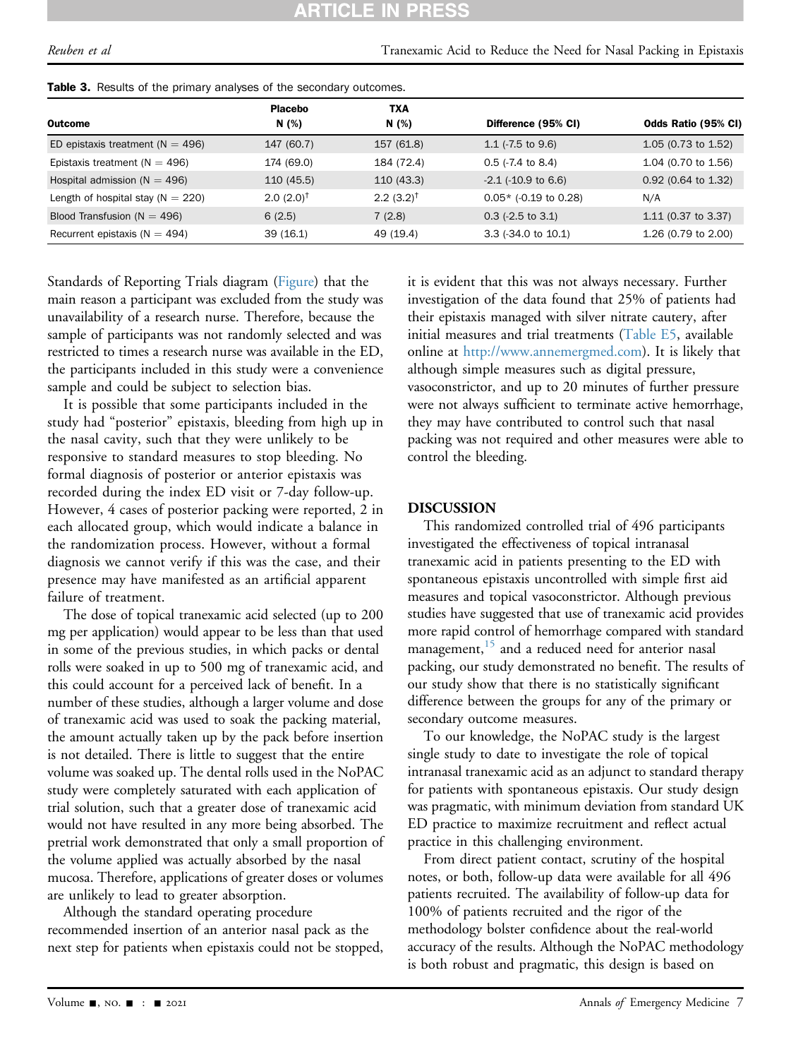**Table 3.** Results of the primary analyses of the secondary outcomes.

| Outcome | Placebo N (%) | TXA N (%) | Difference (95% CI) | Odds Ratio (95% CI) |
|---|---|---|---|---|
| ED epistaxis treatment (N = 496) | 147 (60.7) | 157 (61.8) | 1.1 (-7.5 to 9.6) | 1.05 (0.73 to 1.52) |
| Epistaxis treatment (N = 496) | 174 (69.0) | 184 (72.4) | 0.5 (-7.4 to 8.4) | 1.04 (0.70 to 1.56) |
| Hospital admission (N = 496) | 110 (45.5) | 110 (43.3) | -2.1 (-10.9 to 6.6) | 0.92 (0.64 to 1.32) |
| Length of hospital stay (N = 220) | 2.0 (2.0)† | 2.2 (3.2)† | 0.05* (-0.19 to 0.28) | N/A |
| Blood Transfusion (N = 496) | 6 (2.5) | 7 (2.8) | 0.3 (-2.5 to 3.1) | 1.11 (0.37 to 3.37) |
| Recurrent epistaxis (N = 494) | 39 (16.1) | 49 (19.4) | 3.3 (-34.0 to 10.1) | 1.26 (0.79 to 2.00) |

Standards of Reporting Trials diagram (Figure) that the main reason a participant was excluded from the study was unavailability of a research nurse. Therefore, because the sample of participants was not randomly selected and was restricted to times a research nurse was available in the ED, the participants included in this study were a convenience sample and could be subject to selection bias.

It is possible that some participants included in the study had "posterior" epistaxis, bleeding from high up in the nasal cavity, such that they were unlikely to be responsive to standard measures to stop bleeding. No formal diagnosis of posterior or anterior epistaxis was recorded during the index ED visit or 7-day follow-up. However, 4 cases of posterior packing were reported, 2 in each allocated group, which would indicate a balance in the randomization process. However, without a formal diagnosis we cannot verify if this was the case, and their presence may have manifested as an artificial apparent failure of treatment.

The dose of topical tranexamic acid selected (up to 200 mg per application) would appear to be less than that used in some of the previous studies, in which packs or dental rolls were soaked in up to 500 mg of tranexamic acid, and this could account for a perceived lack of benefit. In a number of these studies, although a larger volume and dose of tranexamic acid was used to soak the packing material, the amount actually taken up by the pack before insertion is not detailed. There is little to suggest that the entire volume was soaked up. The dental rolls used in the NoPAC study were completely saturated with each application of trial solution, such that a greater dose of tranexamic acid would not have resulted in any more being absorbed. The pretrial work demonstrated that only a small proportion of the volume applied was actually absorbed by the nasal mucosa. Therefore, applications of greater doses or volumes are unlikely to lead to greater absorption.

Although the standard operating procedure recommended insertion of an anterior nasal pack as the next step for patients when epistaxis could not be stopped, it is evident that this was not always necessary. Further investigation of the data found that 25% of patients had their epistaxis managed with silver nitrate cautery, after initial measures and trial treatments (Table E5, available online at http://www.annemergmed.com). It is likely that although simple measures such as digital pressure, vasoconstrictor, and up to 20 minutes of further pressure were not always sufficient to terminate active hemorrhage, they may have contributed to control such that nasal packing was not required and other measures were able to control the bleeding.

## DISCUSSION

This randomized controlled trial of 496 participants investigated the effectiveness of topical intranasal tranexamic acid in patients presenting to the ED with spontaneous epistaxis uncontrolled with simple first aid measures and topical vasoconstrictor. Although previous studies have suggested that use of tranexamic acid provides more rapid control of hemorrhage compared with standard management,[15] and a reduced need for anterior nasal packing, our study demonstrated no benefit. The results of our study show that there is no statistically significant difference between the groups for any of the primary or secondary outcome measures.

To our knowledge, the NoPAC study is the largest single study to date to investigate the role of topical intranasal tranexamic acid as an adjunct to standard therapy for patients with spontaneous epistaxis. Our study design was pragmatic, with minimum deviation from standard UK ED practice to maximize recruitment and reflect actual practice in this challenging environment.

From direct patient contact, scrutiny of the hospital notes, or both, follow-up data were available for all 496 patients recruited. The availability of follow-up data for 100% of patients recruited and the rigor of the methodology bolster confidence about the real-world accuracy of the results. Although the NoPAC methodology is both robust and pragmatic, this design is based on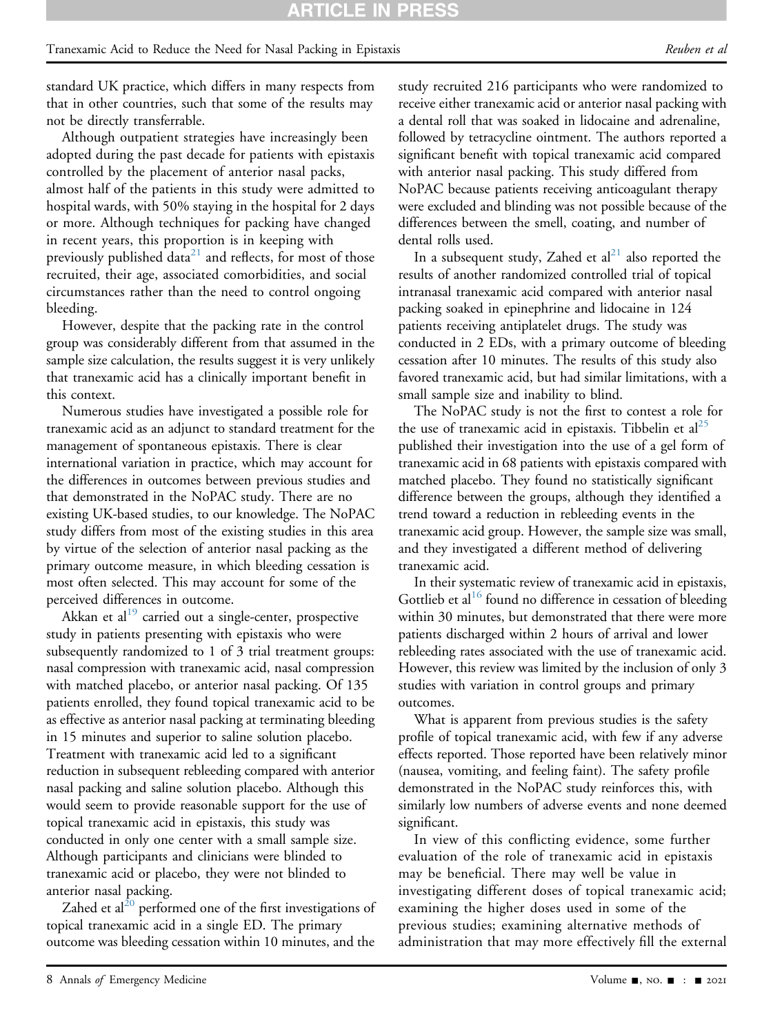standard UK practice, which differs in many respects from that in other countries, such that some of the results may not be directly transferrable.

Although outpatient strategies have increasingly been adopted during the past decade for patients with epistaxis controlled by the placement of anterior nasal packs, almost half of the patients in this study were admitted to hospital wards, with 50% staying in the hospital for 2 days or more. Although techniques for packing have changed in recent years, this proportion is in keeping with previously published data[21] and reflects, for most of those recruited, their age, associated comorbidities, and social circumstances rather than the need to control ongoing bleeding.

However, despite that the packing rate in the control group was considerably different from that assumed in the sample size calculation, the results suggest it is very unlikely that tranexamic acid has a clinically important benefit in this context.

Numerous studies have investigated a possible role for tranexamic acid as an adjunct to standard treatment for the management of spontaneous epistaxis. There is clear international variation in practice, which may account for the differences in outcomes between previous studies and that demonstrated in the NoPAC study. There are no existing UK-based studies, to our knowledge. The NoPAC study differs from most of the existing studies in this area by virtue of the selection of anterior nasal packing as the primary outcome measure, in which bleeding cessation is most often selected. This may account for some of the perceived differences in outcome.

Akkan et al[19] carried out a single-center, prospective study in patients presenting with epistaxis who were subsequently randomized to 1 of 3 trial treatment groups: nasal compression with tranexamic acid, nasal compression with matched placebo, or anterior nasal packing. Of 135 patients enrolled, they found topical tranexamic acid to be as effective as anterior nasal packing at terminating bleeding in 15 minutes and superior to saline solution placebo. Treatment with tranexamic acid led to a significant reduction in subsequent rebleeding compared with anterior nasal packing and saline solution placebo. Although this would seem to provide reasonable support for the use of topical tranexamic acid in epistaxis, this study was conducted in only one center with a small sample size. Although participants and clinicians were blinded to tranexamic acid or placebo, they were not blinded to anterior nasal packing.

Zahed et al[20] performed one of the first investigations of topical tranexamic acid in a single ED. The primary outcome was bleeding cessation within 10 minutes, and the study recruited 216 participants who were randomized to receive either tranexamic acid or anterior nasal packing with a dental roll that was soaked in lidocaine and adrenaline, followed by tetracycline ointment. The authors reported a significant benefit with topical tranexamic acid compared with anterior nasal packing. This study differed from NoPAC because patients receiving anticoagulant therapy were excluded and blinding was not possible because of the differences between the smell, coating, and number of dental rolls used.

In a subsequent study, Zahed et al[21] also reported the results of another randomized controlled trial of topical intranasal tranexamic acid compared with anterior nasal packing soaked in epinephrine and lidocaine in 124 patients receiving antiplatelet drugs. The study was conducted in 2 EDs, with a primary outcome of bleeding cessation after 10 minutes. The results of this study also favored tranexamic acid, but had similar limitations, with a small sample size and inability to blind.

The NoPAC study is not the first to contest a role for the use of tranexamic acid in epistaxis. Tibbelin et al[25] published their investigation into the use of a gel form of tranexamic acid in 68 patients with epistaxis compared with matched placebo. They found no statistically significant difference between the groups, although they identified a trend toward a reduction in rebleeding events in the tranexamic acid group. However, the sample size was small, and they investigated a different method of delivering tranexamic acid.

In their systematic review of tranexamic acid in epistaxis, Gottlieb et al[16] found no difference in cessation of bleeding within 30 minutes, but demonstrated that there were more patients discharged within 2 hours of arrival and lower rebleeding rates associated with the use of tranexamic acid. However, this review was limited by the inclusion of only 3 studies with variation in control groups and primary outcomes.

What is apparent from previous studies is the safety profile of topical tranexamic acid, with few if any adverse effects reported. Those reported have been relatively minor (nausea, vomiting, and feeling faint). The safety profile demonstrated in the NoPAC study reinforces this, with similarly low numbers of adverse events and none deemed significant.

In view of this conflicting evidence, some further evaluation of the role of tranexamic acid in epistaxis may be beneficial. There may well be value in investigating different doses of topical tranexamic acid; examining the higher doses used in some of the previous studies; examining alternative methods of administration that may more effectively fill the external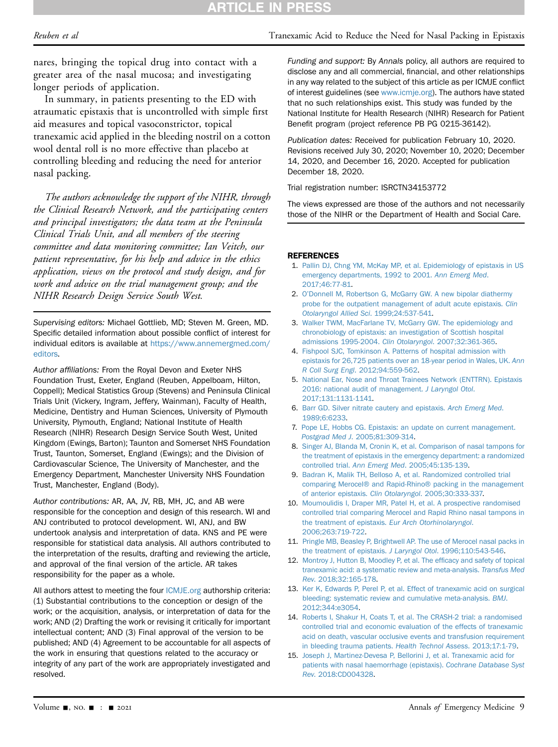nares, bringing the topical drug into contact with a greater area of the nasal mucosa; and investigating longer periods of application.

In summary, in patients presenting to the ED with atraumatic epistaxis that is uncontrolled with simple first aid measures and topical vasoconstrictor, topical tranexamic acid applied in the bleeding nostril on a cotton wool dental roll is no more effective than placebo at controlling bleeding and reducing the need for anterior nasal packing.

*The authors acknowledge the support of the NIHR, through the Clinical Research Network, and the participating centers and principal investigators; the data team at the Peninsula Clinical Trials Unit, and all members of the steering committee and data monitoring committee; Ian Veitch, our patient representative, for his help and advice in the ethics application, views on the protocol and study design, and for work and advice on the trial management group; and the NIHR Research Design Service South West.*

*Supervising editors:* Michael Gottlieb, MD; Steven M. Green, MD. Specific detailed information about possible conflict of interest for individual editors is available at https://www.annemergmed.com/editors.

*Author affiliations:* From the Royal Devon and Exeter NHS Foundation Trust, Exeter, England (Reuben, Appelboam, Hilton, Coppell); Medical Statistics Group (Stevens) and Peninsula Clinical Trials Unit (Vickery, Ingram, Jeffery, Wainman), Faculty of Health, Medicine, Dentistry and Human Sciences, University of Plymouth University, Plymouth, England; National Institute of Health Research (NIHR) Research Design Service South West, United Kingdom (Ewings, Barton); Taunton and Somerset NHS Foundation Trust, Taunton, Somerset, England (Ewings); and the Division of Cardiovascular Science, The University of Manchester, and the Emergency Department, Manchester University NHS Foundation Trust, Manchester, England (Body).

*Author contributions:* AR, AA, JV, RB, MH, JC, and AB were responsible for the conception and design of this research. WI and ANJ contributed to protocol development. WI, ANJ, and BW undertook analysis and interpretation of data. KNS and PE were responsible for statistical data analysis. All authors contributed to the interpretation of the results, drafting and reviewing the article, and approval of the final version of the article. AR takes responsibility for the paper as a whole.

All authors attest to meeting the four ICMJE.org authorship criteria: (1) Substantial contributions to the conception or design of the work; or the acquisition, analysis, or interpretation of data for the work; AND (2) Drafting the work or revising it critically for important intellectual content; AND (3) Final approval of the version to be published; AND (4) Agreement to be accountable for all aspects of the work in ensuring that questions related to the accuracy or integrity of any part of the work are appropriately investigated and resolved.

*Funding and support:* By *Annals* policy, all authors are required to disclose any and all commercial, financial, and other relationships in any way related to the subject of this article as per ICMJE conflict of interest guidelines (see www.icmje.org). The authors have stated that no such relationships exist. This study was funded by the National Institute for Health Research (NIHR) Research for Patient Benefit program (project reference PB PG 0215-36142).

*Publication dates:* Received for publication February 10, 2020. Revisions received July 30, 2020; November 10, 2020; December 14, 2020, and December 16, 2020. Accepted for publication December 18, 2020.

Trial registration number: ISRCTN34153772

The views expressed are those of the authors and not necessarily those of the NIHR or the Department of Health and Social Care.

## REFERENCES

1. Pallin DJ, Chng YM, McKay MP, et al. Epidemiology of epistaxis in US emergency departments, 1992 to 2001. *Ann Emerg Med*. 2017;46:77-81.
2. O'Donnell M, Robertson G, McGarry GW. A new bipolar diathermy probe for the outpatient management of adult acute epistaxis. *Clin Otolaryngol Allied Sci*. 1999;24:537-541.
3. Walker TWM, MacFarlane TV, McGarry GW. The epidemiology and chronobiology of epistaxis: an investigation of Scottish hospital admissions 1995-2004. *Clin Otolaryngol*. 2007;32:361-365.
4. Fishpool SJC, Tomkinson A. Patterns of hospital admission with epistaxis for 26,725 patients over an 18-year period in Wales, UK. *Ann R Coll Surg Engl*. 2012;94:559-562.
5. National Ear, Nose and Throat Trainees Network (ENTTRN). Epistaxis 2016: national audit of management. *J Laryngol Otol*. 2017;131:1131-1141.
6. Barr GD. Silver nitrate cautery and epistaxis. *Arch Emerg Med*. 1989;6:6233.
7. Pope LE, Hobbs CG. Epistaxis: an update on current management. *Postgrad Med J*. 2005;81:309-314.
8. Singer AJ, Blanda M, Cronin K, et al. Comparison of nasal tampons for the treatment of epistaxis in the emergency department: a randomized controlled trial. *Ann Emerg Med*. 2005;45:135-139.
9. Badran K, Malik TH, Belloso A, et al. Randomized controlled trial comparing Merocel® and Rapid-Rhino® packing in the management of anterior epistaxis. *Clin Otolaryngol*. 2005;30:333-337.
10. Moumoulidis I, Draper MR, Patel H, et al. A prospective randomised controlled trial comparing Merocel and Rapid Rhino nasal tampons in the treatment of epistaxis. *Eur Arch Otorhinolaryngol*. 2006;263:719-722.
11. Pringle MB, Beasley P, Brightwell AP. The use of Merocel nasal packs in the treatment of epistaxis. *J Laryngol Otol*. 1996;110:543-546.
12. Montroy J, Hutton B, Moodley P, et al. The efficacy and safety of topical tranexamic acid: a systematic review and meta-analysis. *Transfus Med Rev*. 2018;32:165-178.
13. Ker K, Edwards P, Perel P, et al. Effect of tranexamic acid on surgical bleeding: systematic review and cumulative meta-analysis. *BMJ*. 2012;344:e3054.
14. Roberts I, Shakur H, Coats T, et al. The CRASH-2 trial: a randomised controlled trial and economic evaluation of the effects of tranexamic acid on death, vascular occlusive events and transfusion requirement in bleeding trauma patients. *Health Technol Assess*. 2013;17:1-79.
15. Joseph J, Martinez-Devesa P, Bellorini J, et al. Tranexamic acid for patients with nasal haemorrhage (epistaxis). *Cochrane Database Syst Rev*. 2018:CD004328.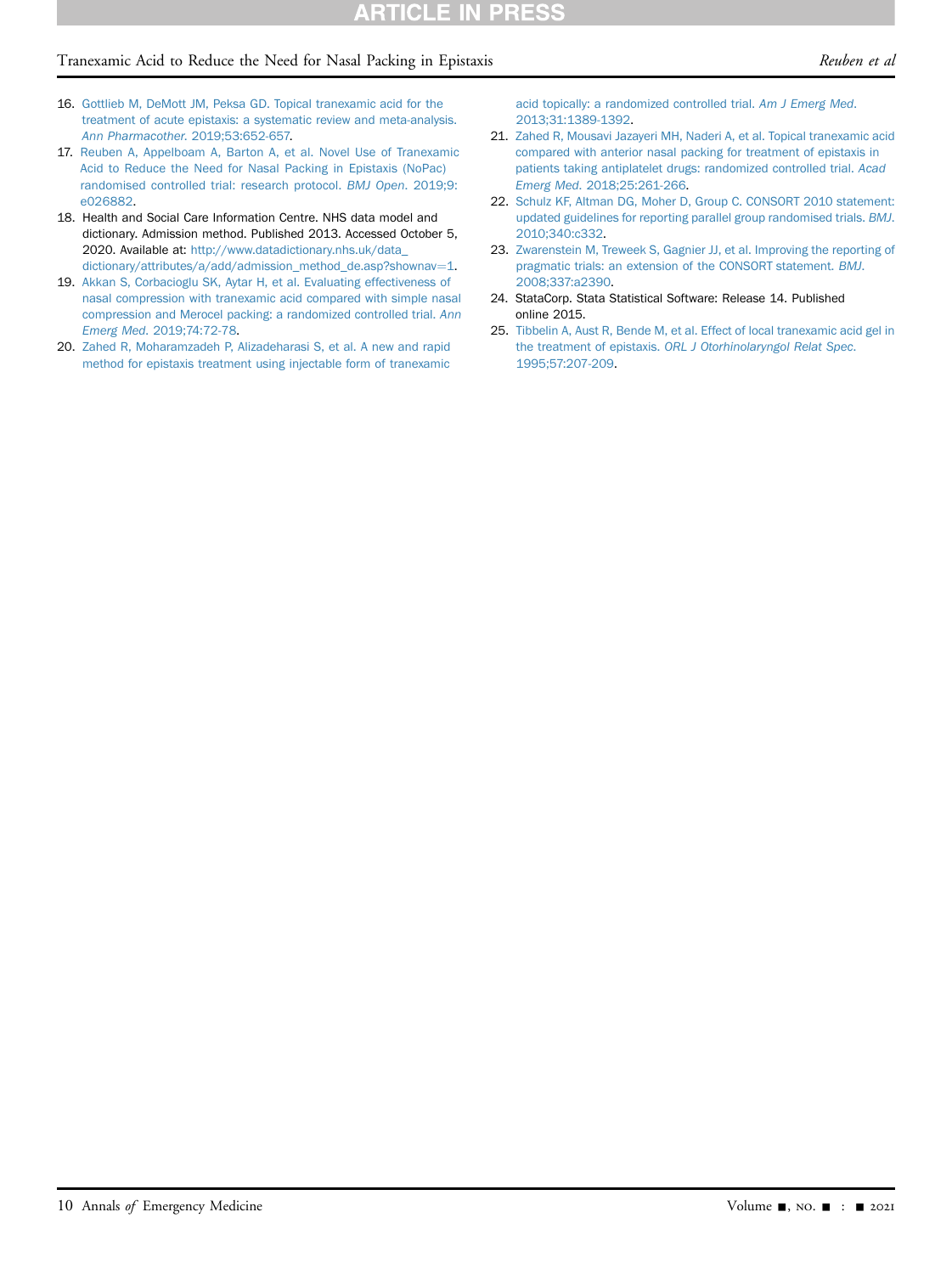16. Gottlieb M, DeMott JM, Peksa GD. Topical tranexamic acid for the treatment of acute epistaxis: a systematic review and meta-analysis. *Ann Pharmacother*. 2019;53:652-657.
17. Reuben A, Appelboam A, Barton A, et al. Novel Use of Tranexamic Acid to Reduce the Need for Nasal Packing in Epistaxis (NoPac) randomised controlled trial: research protocol. *BMJ Open*. 2019;9:e026882.
18. Health and Social Care Information Centre. NHS data model and dictionary. Admission method. Published 2013. Accessed October 5, 2020. Available at: http://www.datadictionary.nhs.uk/data_dictionary/attributes/a/add/admission_method_de.asp?shownav=1.
19. Akkan S, Corbacioglu SK, Aytar H, et al. Evaluating effectiveness of nasal compression with tranexamic acid compared with simple nasal compression and Merocel packing: a randomized controlled trial. *Ann Emerg Med*. 2019;74:72-78.
20. Zahed R, Moharamzadeh P, Alizadeharasi S, et al. A new and rapid method for epistaxis treatment using injectable form of tranexamic acid topically: a randomized controlled trial. *Am J Emerg Med*. 2013;31:1389-1392.
21. Zahed R, Mousavi Jazayeri MH, Naderi A, et al. Topical tranexamic acid compared with anterior nasal packing for treatment of epistaxis in patients taking antiplatelet drugs: randomized controlled trial. *Acad Emerg Med*. 2018;25:261-266.
22. Schulz KF, Altman DG, Moher D, Group C. CONSORT 2010 statement: updated guidelines for reporting parallel group randomised trials. *BMJ*. 2010;340:c332.
23. Zwarenstein M, Treweek S, Gagnier JJ, et al. Improving the reporting of pragmatic trials: an extension of the CONSORT statement. *BMJ*. 2008;337:a2390.
24. StataCorp. Stata Statistical Software: Release 14. Published online 2015.
25. Tibbelin A, Aust R, Bende M, et al. Effect of local tranexamic acid gel in the treatment of epistaxis. *ORL J Otorhinolaryngol Relat Spec*. 1995;57:207-209.